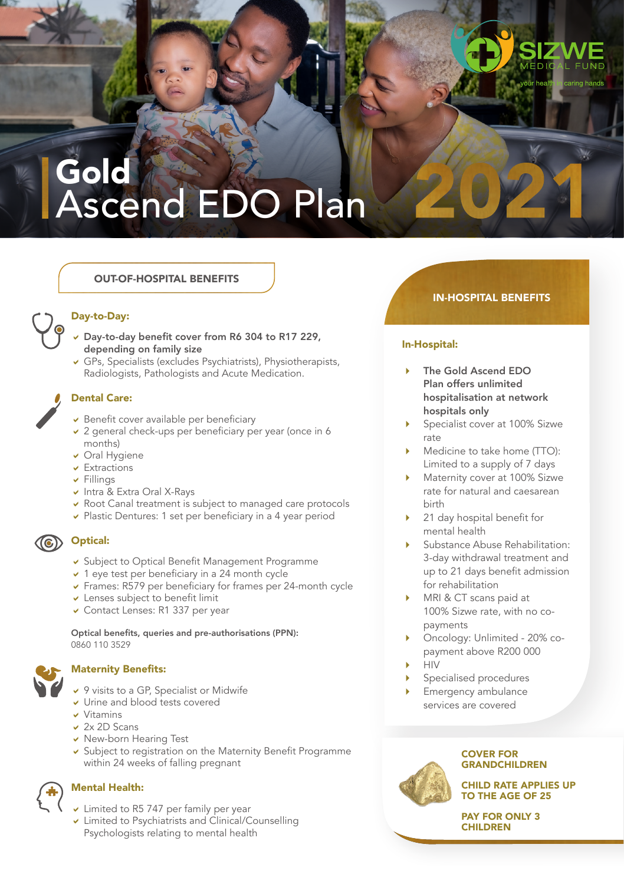SIZWE MEDICAL FUND

your health in caring hands

# Gold Ascend EDO Plan 2021

## OUT-OF-HOSPITAL BENEFITS

### Day-to-Day:

- **Day-to-day benefit cover from R6 304 to R17 229, depending on family size**
- GPs, Specialists (excludes Psychiatrists), Physiotherapists, Radiologists, Pathologists and Acute Medication.

### Dental Care:

- Benefit cover available per beneficiary
- 2 general check-ups per beneficiary per year (once in 6 months)
- Oral Hygiene
- Extractions
- Fillings
- Intra & Extra Oral X-Rays
- Root Canal treatment is subject to managed care protocols
- Plastic Dentures: 1 set per beneficiary in a 4 year period

### Optical:

- Subject to Optical Benefit Management Programme
- 1 eye test per beneficiary in a 24 month cycle
- Frames: R579 per beneficiary for frames per 24-month cycle
- Lenses subject to benefit limit
- Contact Lenses: R1 337 per year

**Optical benefits, queries and pre-authorisations (PPN):**
0860 110 3529

### Maternity Benefits:

- 9 visits to a GP, Specialist or Midwife
- Urine and blood tests covered
- Vitamins
- 2x 2D Scans
- New-born Hearing Test
- Subject to registration on the Maternity Benefit Programme within 24 weeks of falling pregnant

### Mental Health:

- Limited to R5 747 per family per year
- Limited to Psychiatrists and Clinical/Counselling Psychologists relating to mental health

## IN-HOSPITAL BENEFITS

### In-Hospital:

- **The Gold Ascend EDO Plan offers unlimited hospitalisation at network hospitals only**
- Specialist cover at 100% Sizwe rate
- Medicine to take home (TTO): Limited to a supply of 7 days
- Maternity cover at 100% Sizwe rate for natural and caesarean birth
- 21 day hospital benefit for mental health
- Substance Abuse Rehabilitation: 3-day withdrawal treatment and up to 21 days benefit admission for rehabilitation
- MRI & CT scans paid at 100% Sizwe rate, with no co-payments
- Oncology: Unlimited - 20% co-payment above R200 000
- HIV
- Specialised procedures
- Emergency ambulance services are covered

**COVER FOR GRANDCHILDREN**

**CHILD RATE APPLIES UP TO THE AGE OF 25**

**PAY FOR ONLY 3 CHILDREN**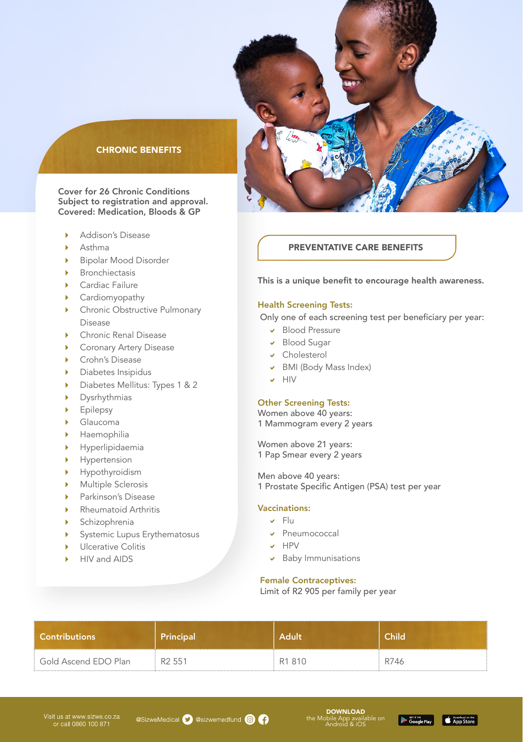## CHRONIC BENEFITS

**Cover for 26 Chronic Conditions**
**Subject to registration and approval.**
**Covered: Medication, Bloods & GP**

- Addison's Disease
- Asthma
- Bipolar Mood Disorder
- Bronchiectasis
- Cardiac Failure
- Cardiomyopathy
- Chronic Obstructive Pulmonary Disease
- Chronic Renal Disease
- Coronary Artery Disease
- Crohn's Disease
- Diabetes Insipidus
- Diabetes Mellitus: Types 1 & 2
- Dysrhythmias
- Epilepsy
- Glaucoma
- Haemophilia
- Hyperlipidaemia
- Hypertension
- Hypothyroidism
- Multiple Sclerosis
- Parkinson's Disease
- Rheumatoid Arthritis
- Schizophrenia
- Systemic Lupus Erythematosus
- Ulcerative Colitis
- HIV and AIDS

## PREVENTATIVE CARE BENEFITS

**This is a unique benefit to encourage health awareness.**

### Health Screening Tests:

Only one of each screening test per beneficiary per year:

- Blood Pressure
- Blood Sugar
- Cholesterol
- BMI (Body Mass Index)
- HIV

### Other Screening Tests:

Women above 40 years:
1 Mammogram every 2 years

Women above 21 years:
1 Pap Smear every 2 years

Men above 40 years:
1 Prostate Specific Antigen (PSA) test per year

### Vaccinations:

- Flu
- Pneumococcal
- HPV
- Baby Immunisations

### Female Contraceptives:

Limit of R2 905 per family per year

| Contributions | Principal | Adult | Child |
|---|---|---|---|
| Gold Ascend EDO Plan | R2 551 | R1 810 | R746 |

Visit us at www.sizwe.co.za or call 0860 100 871

@SizweMedical @sizwemedfund

**DOWNLOAD** the Mobile App available on Android & iOS